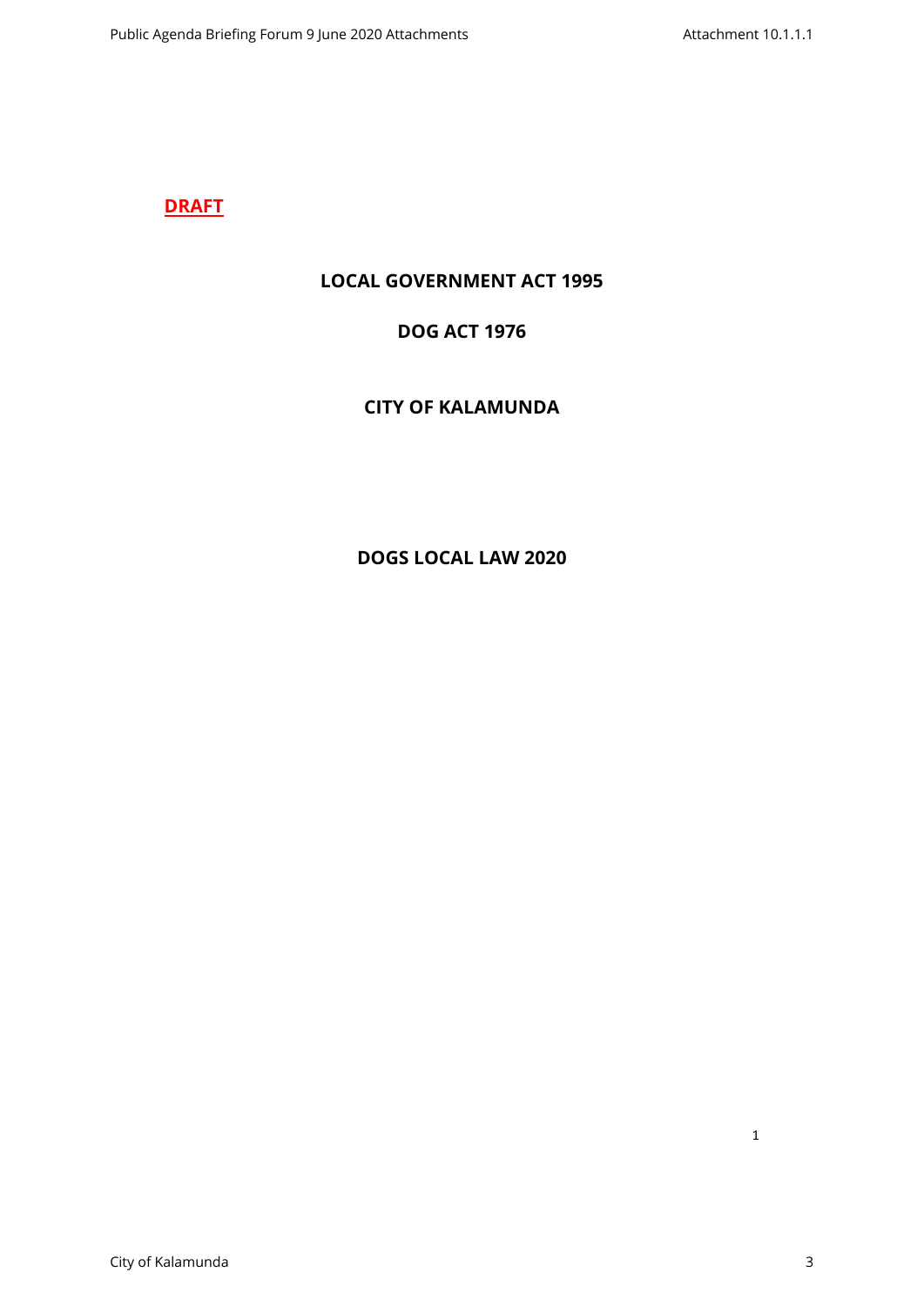**DRAFT**

# LOCAL GOVERNMENT ACT 1995

# DOG ACT 1976

# CITY OF KALAMUNDA

# DOGS LOCAL LAW 2020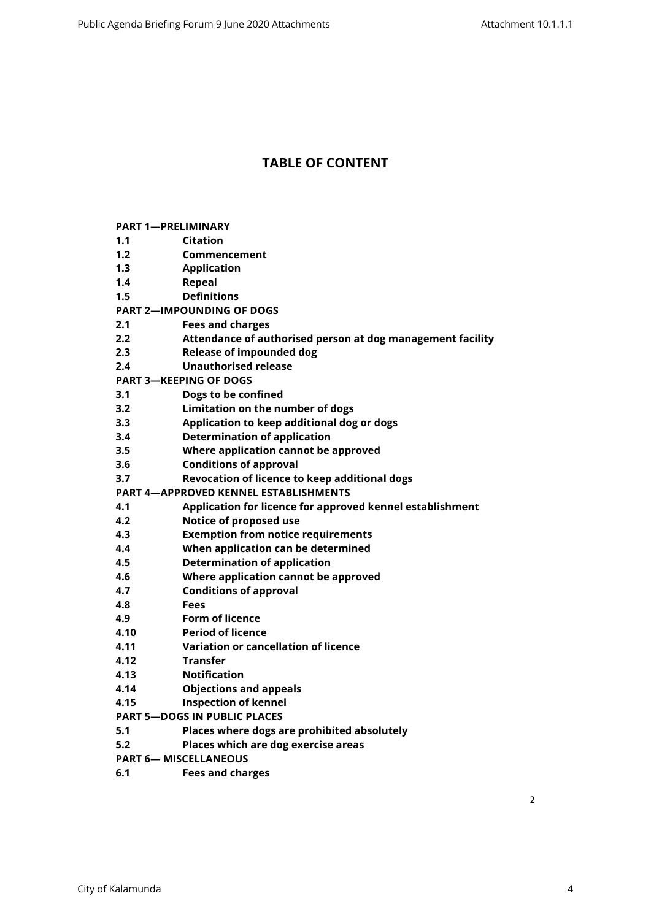# TABLE OF CONTENT

**PART 1—PRELIMINARY**

**1.1 Citation**

**1.2 Commencement**

**1.3 Application**

**1.4 Repeal**

**1.5 Definitions**

**PART 2—IMPOUNDING OF DOGS**

**2.1 Fees and charges**

**2.2 Attendance of authorised person at dog management facility**

**2.3 Release of impounded dog**

**2.4 Unauthorised release**

**PART 3—KEEPING OF DOGS**

**3.1 Dogs to be confined**

**3.2 Limitation on the number of dogs**

**3.3 Application to keep additional dog or dogs**

**3.4 Determination of application**

**3.5 Where application cannot be approved**

**3.6 Conditions of approval**

**3.7 Revocation of licence to keep additional dogs**

**PART 4—APPROVED KENNEL ESTABLISHMENTS**

**4.1 Application for licence for approved kennel establishment**

**4.2 Notice of proposed use**

**4.3 Exemption from notice requirements**

**4.4 When application can be determined**

**4.5 Determination of application**

**4.6 Where application cannot be approved**

**4.7 Conditions of approval**

**4.8 Fees**

**4.9 Form of licence**

**4.10 Period of licence**

**4.11 Variation or cancellation of licence**

**4.12 Transfer**

**4.13 Notification**

**4.14 Objections and appeals**

**4.15 Inspection of kennel**

**PART 5—DOGS IN PUBLIC PLACES**

**5.1 Places where dogs are prohibited absolutely**

**5.2 Places which are dog exercise areas**

**PART 6— MISCELLANEOUS**

**6.1 Fees and charges**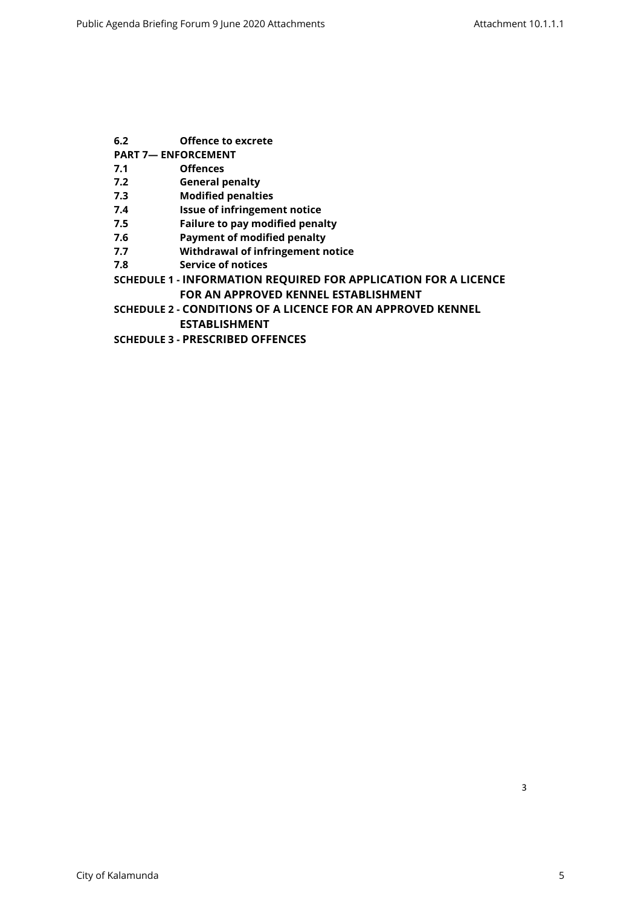**6.2 Offence to excrete**

**PART 7— ENFORCEMENT**

**7.1 Offences**

**7.2 General penalty**

**7.3 Modified penalties**

**7.4 Issue of infringement notice**

**7.5 Failure to pay modified penalty**

**7.6 Payment of modified penalty**

**7.7 Withdrawal of infringement notice**

**7.8 Service of notices**

**SCHEDULE 1 - INFORMATION REQUIRED FOR APPLICATION FOR A LICENCE FOR AN APPROVED KENNEL ESTABLISHMENT**

**SCHEDULE 2 - CONDITIONS OF A LICENCE FOR AN APPROVED KENNEL ESTABLISHMENT**

**SCHEDULE 3 - PRESCRIBED OFFENCES**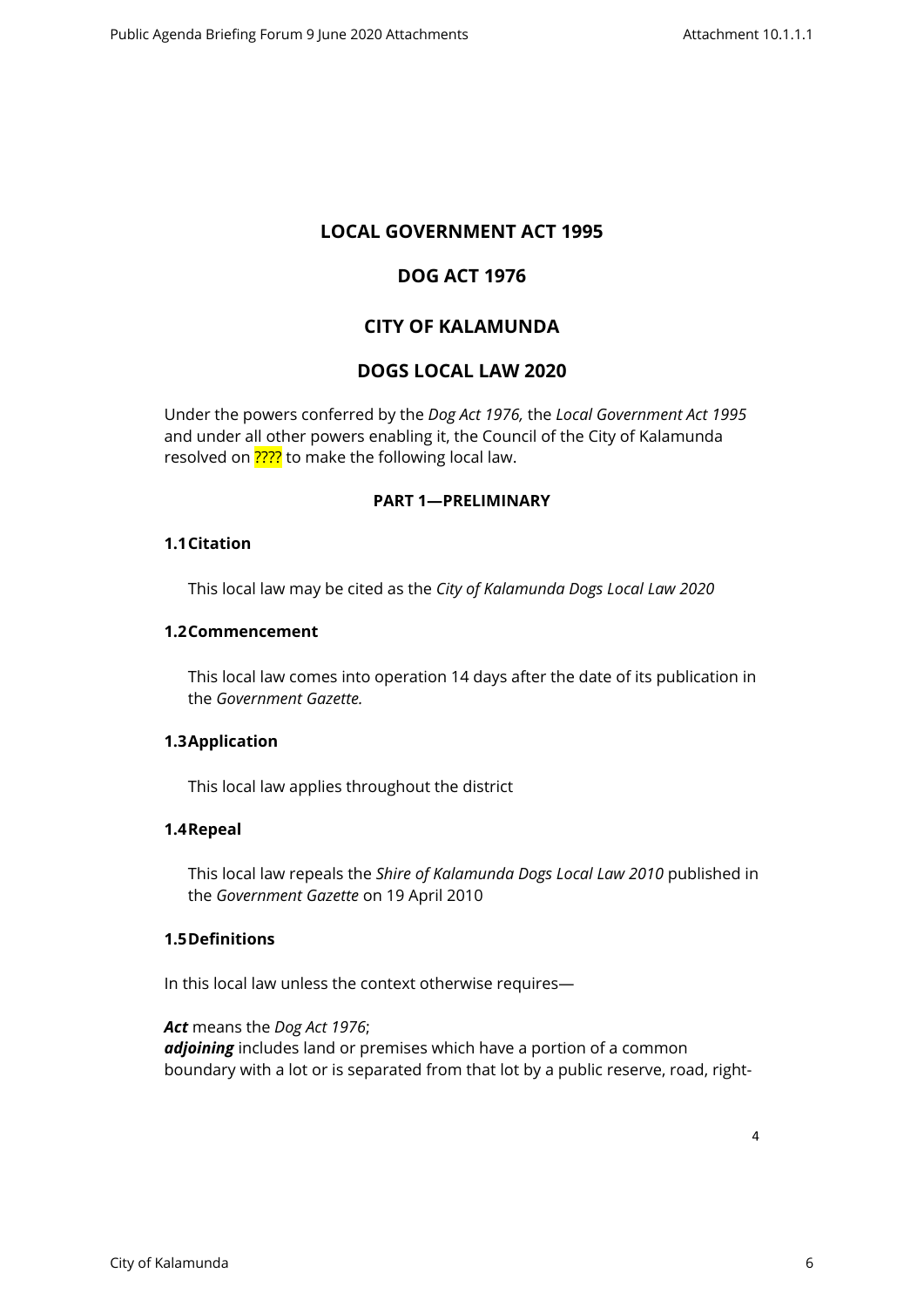# LOCAL GOVERNMENT ACT 1995

# DOG ACT 1976

# CITY OF KALAMUNDA

# DOGS LOCAL LAW 2020

Under the powers conferred by the *Dog Act 1976,* the *Local Government Act 1995* and under all other powers enabling it, the Council of the City of Kalamunda resolved on ???? to make the following local law.

## PART 1—PRELIMINARY

### 1.1 Citation

This local law may be cited as the *City of Kalamunda Dogs Local Law 2020*

### 1.2 Commencement

This local law comes into operation 14 days after the date of its publication in the *Government Gazette.*

### 1.3 Application

This local law applies throughout the district

### 1.4 Repeal

This local law repeals the *Shire of Kalamunda Dogs Local Law 2010* published in the *Government Gazette* on 19 April 2010

### 1.5 Definitions

In this local law unless the context otherwise requires—

***Act*** means the *Dog Act 1976*;
***adjoining*** includes land or premises which have a portion of a common boundary with a lot or is separated from that lot by a public reserve, road, right-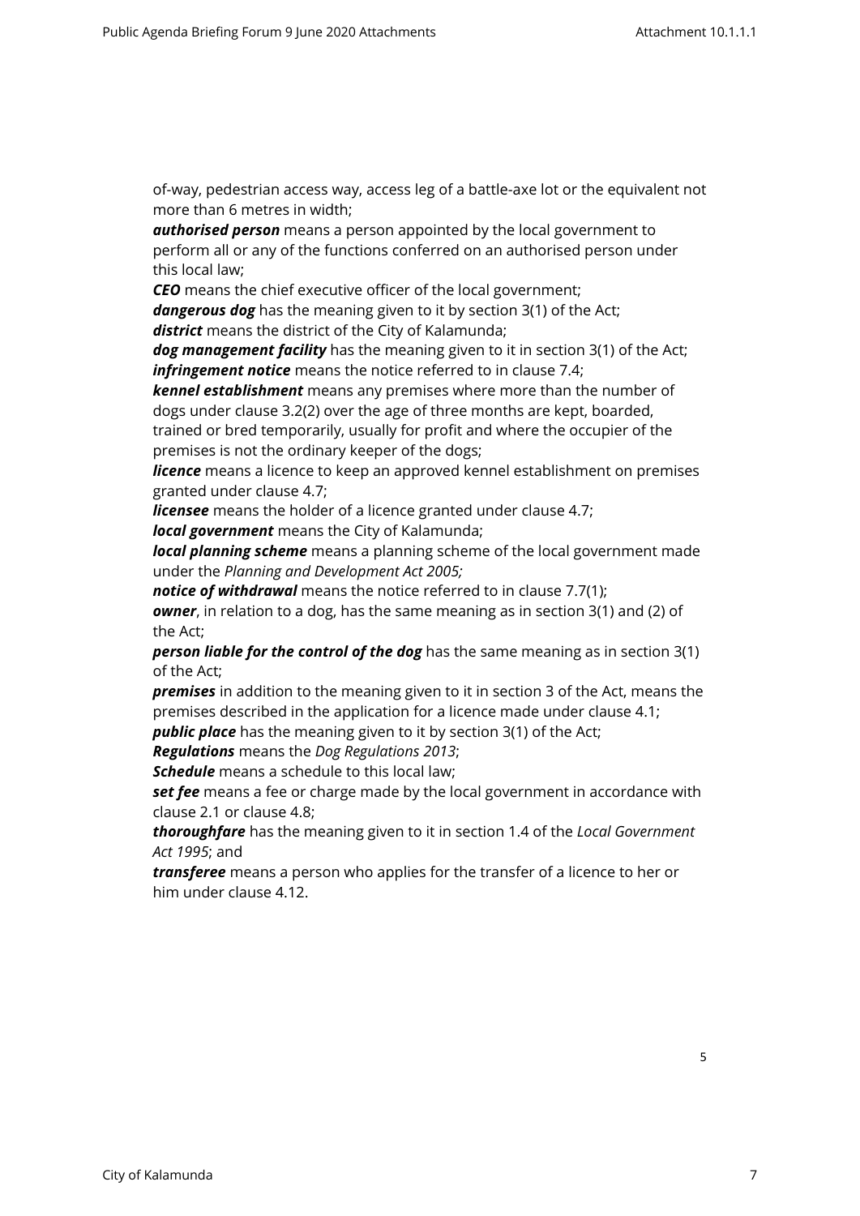of-way, pedestrian access way, access leg of a battle-axe lot or the equivalent not more than 6 metres in width;

***authorised person*** means a person appointed by the local government to perform all or any of the functions conferred on an authorised person under this local law;

***CEO*** means the chief executive officer of the local government;

***dangerous dog*** has the meaning given to it by section 3(1) of the Act;

***district*** means the district of the City of Kalamunda;

***dog management facility*** has the meaning given to it in section 3(1) of the Act;

***infringement notice*** means the notice referred to in clause 7.4;

***kennel establishment*** means any premises where more than the number of dogs under clause 3.2(2) over the age of three months are kept, boarded, trained or bred temporarily, usually for profit and where the occupier of the premises is not the ordinary keeper of the dogs;

***licence*** means a licence to keep an approved kennel establishment on premises granted under clause 4.7;

***licensee*** means the holder of a licence granted under clause 4.7;

***local government*** means the City of Kalamunda;

***local planning scheme*** means a planning scheme of the local government made under the *Planning and Development Act 2005;*

***notice of withdrawal*** means the notice referred to in clause 7.7(1);

***owner***, in relation to a dog, has the same meaning as in section 3(1) and (2) of the Act;

***person liable for the control of the dog*** has the same meaning as in section 3(1) of the Act;

***premises*** in addition to the meaning given to it in section 3 of the Act, means the premises described in the application for a licence made under clause 4.1;

***public place*** has the meaning given to it by section 3(1) of the Act;

***Regulations*** means the *Dog Regulations 2013*;

***Schedule*** means a schedule to this local law;

***set fee*** means a fee or charge made by the local government in accordance with clause 2.1 or clause 4.8;

***thoroughfare*** has the meaning given to it in section 1.4 of the *Local Government Act 1995*; and

***transferee*** means a person who applies for the transfer of a licence to her or him under clause 4.12.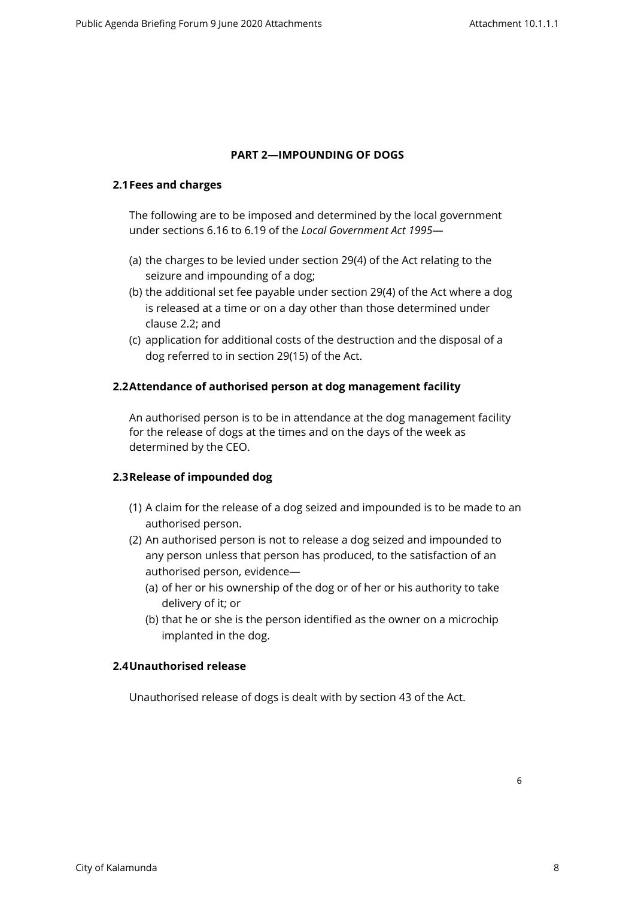## PART 2—IMPOUNDING OF DOGS

### 2.1 Fees and charges

The following are to be imposed and determined by the local government under sections 6.16 to 6.19 of the *Local Government Act 1995*—

(a) the charges to be levied under section 29(4) of the Act relating to the seizure and impounding of a dog;

(b) the additional set fee payable under section 29(4) of the Act where a dog is released at a time or on a day other than those determined under clause 2.2; and

(c) application for additional costs of the destruction and the disposal of a dog referred to in section 29(15) of the Act.

### 2.2 Attendance of authorised person at dog management facility

An authorised person is to be in attendance at the dog management facility for the release of dogs at the times and on the days of the week as determined by the CEO.

### 2.3 Release of impounded dog

(1) A claim for the release of a dog seized and impounded is to be made to an authorised person.

(2) An authorised person is not to release a dog seized and impounded to any person unless that person has produced, to the satisfaction of an authorised person, evidence—

  (a) of her or his ownership of the dog or of her or his authority to take delivery of it; or

  (b) that he or she is the person identified as the owner on a microchip implanted in the dog.

### 2.4 Unauthorised release

Unauthorised release of dogs is dealt with by section 43 of the Act.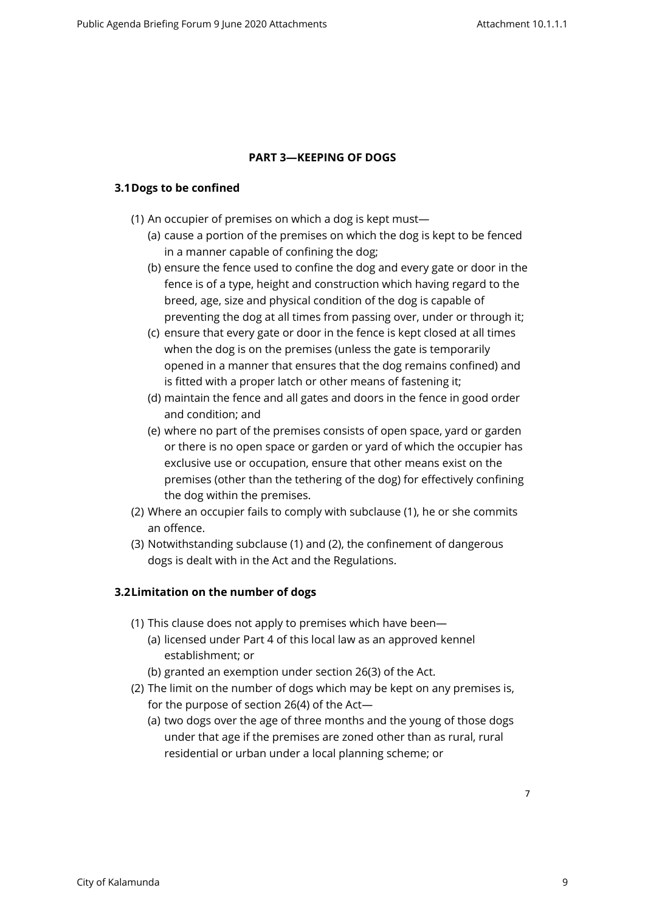## PART 3—KEEPING OF DOGS

### 3.1 Dogs to be confined

(1) An occupier of premises on which a dog is kept must—

(a) cause a portion of the premises on which the dog is kept to be fenced in a manner capable of confining the dog;

(b) ensure the fence used to confine the dog and every gate or door in the fence is of a type, height and construction which having regard to the breed, age, size and physical condition of the dog is capable of preventing the dog at all times from passing over, under or through it;

(c) ensure that every gate or door in the fence is kept closed at all times when the dog is on the premises (unless the gate is temporarily opened in a manner that ensures that the dog remains confined) and is fitted with a proper latch or other means of fastening it;

(d) maintain the fence and all gates and doors in the fence in good order and condition; and

(e) where no part of the premises consists of open space, yard or garden or there is no open space or garden or yard of which the occupier has exclusive use or occupation, ensure that other means exist on the premises (other than the tethering of the dog) for effectively confining the dog within the premises.

(2) Where an occupier fails to comply with subclause (1), he or she commits an offence.

(3) Notwithstanding subclause (1) and (2), the confinement of dangerous dogs is dealt with in the Act and the Regulations.

### 3.2 Limitation on the number of dogs

(1) This clause does not apply to premises which have been—

(a) licensed under Part 4 of this local law as an approved kennel establishment; or

(b) granted an exemption under section 26(3) of the Act.

(2) The limit on the number of dogs which may be kept on any premises is, for the purpose of section 26(4) of the Act—

(a) two dogs over the age of three months and the young of those dogs under that age if the premises are zoned other than as rural, rural residential or urban under a local planning scheme; or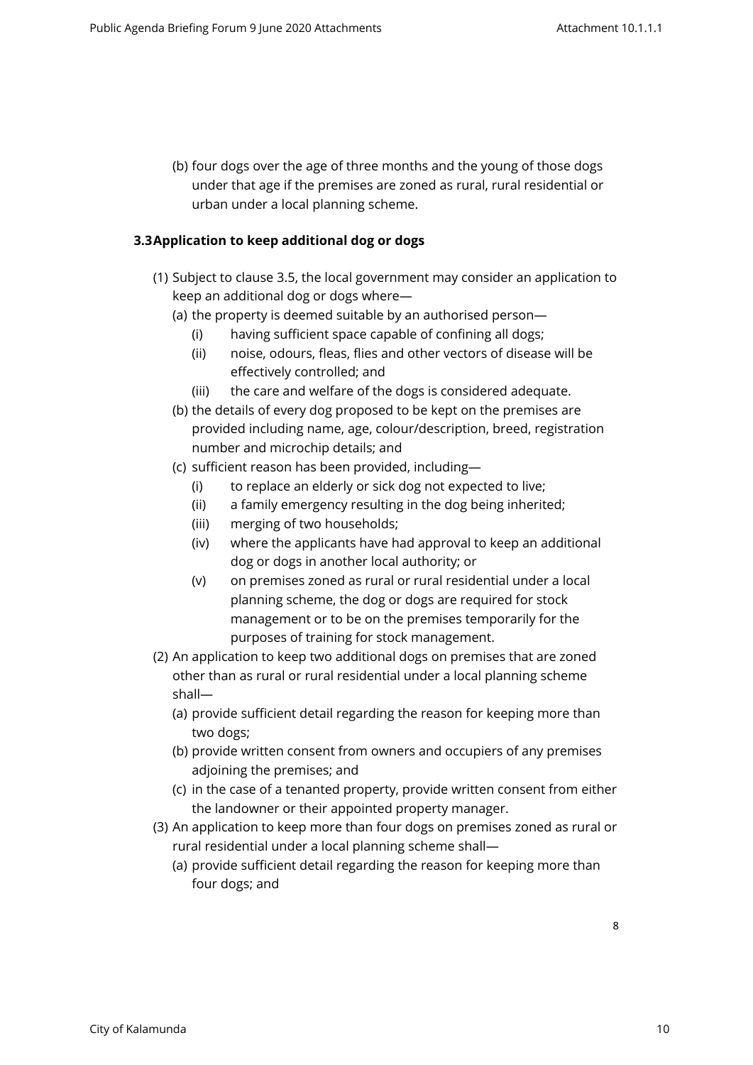(b) four dogs over the age of three months and the young of those dogs under that age if the premises are zoned as rural, rural residential or urban under a local planning scheme.

### 3.3 Application to keep additional dog or dogs

(1) Subject to clause 3.5, the local government may consider an application to keep an additional dog or dogs where—

   (a) the property is deemed suitable by an authorised person—

      (i) having sufficient space capable of confining all dogs;

      (ii) noise, odours, fleas, flies and other vectors of disease will be effectively controlled; and

      (iii) the care and welfare of the dogs is considered adequate.

   (b) the details of every dog proposed to be kept on the premises are provided including name, age, colour/description, breed, registration number and microchip details; and

   (c) sufficient reason has been provided, including—

      (i) to replace an elderly or sick dog not expected to live;

      (ii) a family emergency resulting in the dog being inherited;

      (iii) merging of two households;

      (iv) where the applicants have had approval to keep an additional dog or dogs in another local authority; or

      (v) on premises zoned as rural or rural residential under a local planning scheme, the dog or dogs are required for stock management or to be on the premises temporarily for the purposes of training for stock management.

(2) An application to keep two additional dogs on premises that are zoned other than as rural or rural residential under a local planning scheme shall—

   (a) provide sufficient detail regarding the reason for keeping more than two dogs;

   (b) provide written consent from owners and occupiers of any premises adjoining the premises; and

   (c) in the case of a tenanted property, provide written consent from either the landowner or their appointed property manager.

(3) An application to keep more than four dogs on premises zoned as rural or rural residential under a local planning scheme shall—

   (a) provide sufficient detail regarding the reason for keeping more than four dogs; and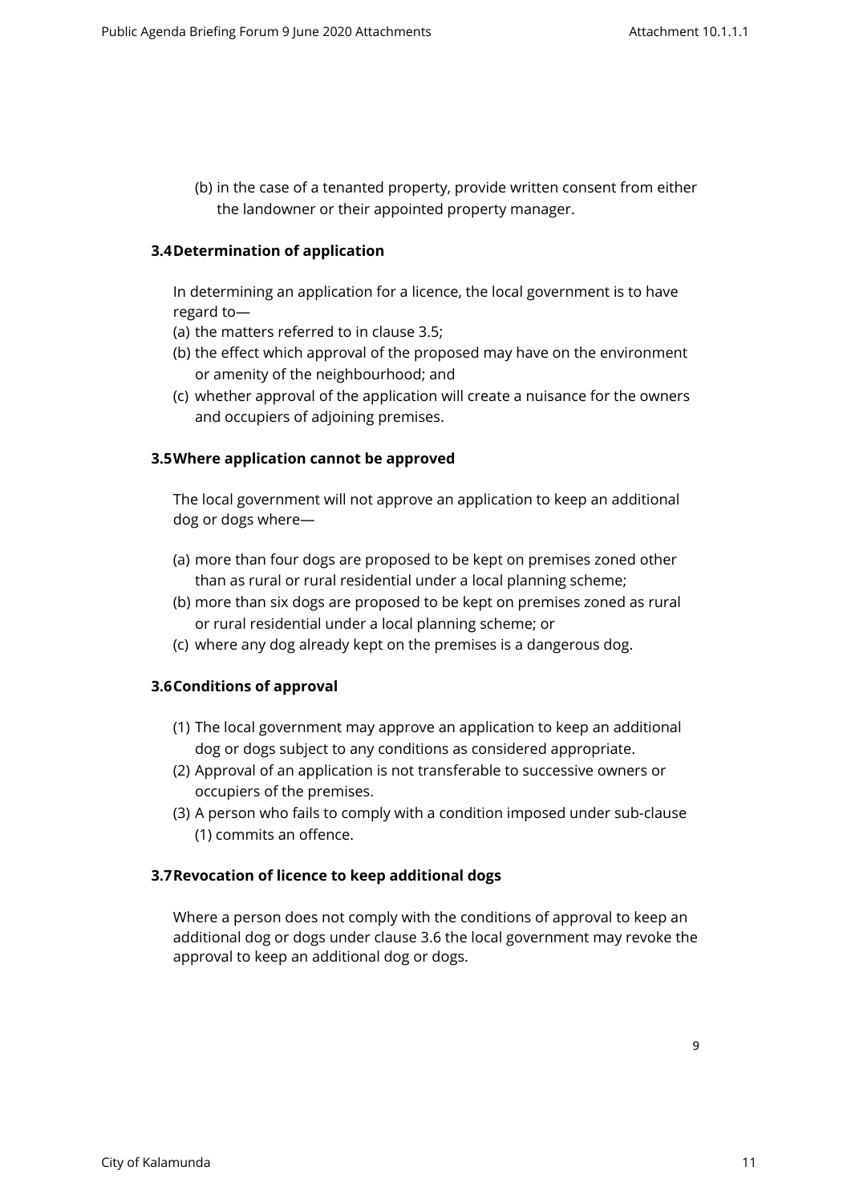(b) in the case of a tenanted property, provide written consent from either the landowner or their appointed property manager.

### 3.4 Determination of application

In determining an application for a licence, the local government is to have regard to—

(a) the matters referred to in clause 3.5;

(b) the effect which approval of the proposed may have on the environment or amenity of the neighbourhood; and

(c) whether approval of the application will create a nuisance for the owners and occupiers of adjoining premises.

### 3.5 Where application cannot be approved

The local government will not approve an application to keep an additional dog or dogs where—

(a) more than four dogs are proposed to be kept on premises zoned other than as rural or rural residential under a local planning scheme;

(b) more than six dogs are proposed to be kept on premises zoned as rural or rural residential under a local planning scheme; or

(c) where any dog already kept on the premises is a dangerous dog.

### 3.6 Conditions of approval

(1) The local government may approve an application to keep an additional dog or dogs subject to any conditions as considered appropriate.

(2) Approval of an application is not transferable to successive owners or occupiers of the premises.

(3) A person who fails to comply with a condition imposed under sub-clause (1) commits an offence.

### 3.7 Revocation of licence to keep additional dogs

Where a person does not comply with the conditions of approval to keep an additional dog or dogs under clause 3.6 the local government may revoke the approval to keep an additional dog or dogs.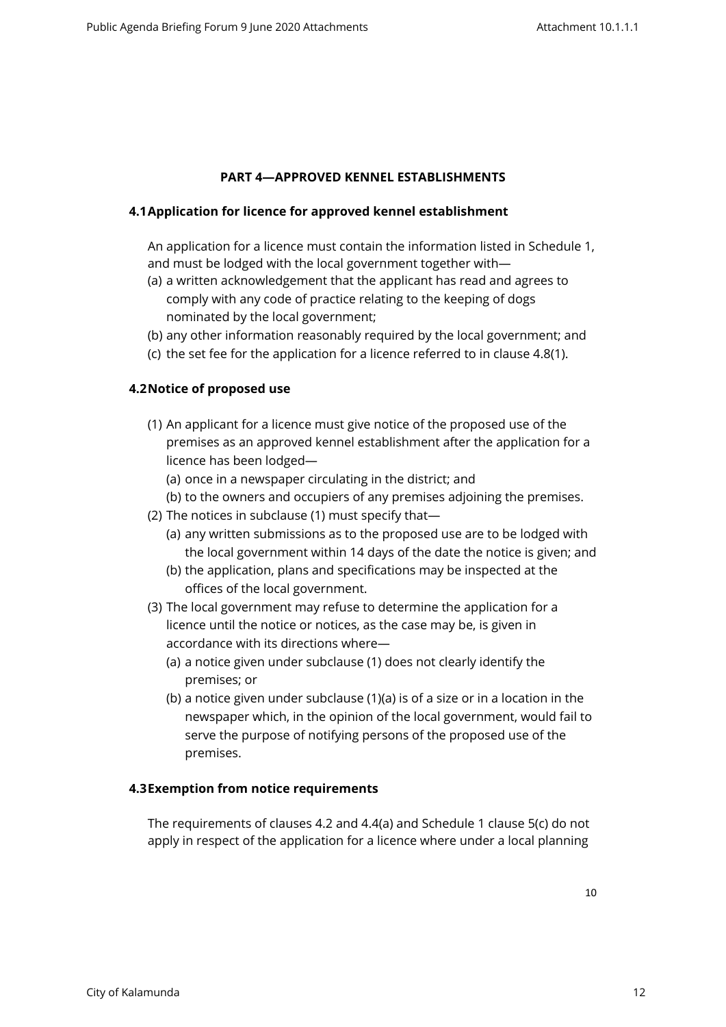## PART 4—APPROVED KENNEL ESTABLISHMENTS

### 4.1 Application for licence for approved kennel establishment

An application for a licence must contain the information listed in Schedule 1, and must be lodged with the local government together with—

(a) a written acknowledgement that the applicant has read and agrees to comply with any code of practice relating to the keeping of dogs nominated by the local government;

(b) any other information reasonably required by the local government; and

(c) the set fee for the application for a licence referred to in clause 4.8(1).

### 4.2 Notice of proposed use

(1) An applicant for a licence must give notice of the proposed use of the premises as an approved kennel establishment after the application for a licence has been lodged—

   (a) once in a newspaper circulating in the district; and

   (b) to the owners and occupiers of any premises adjoining the premises.

(2) The notices in subclause (1) must specify that—

   (a) any written submissions as to the proposed use are to be lodged with the local government within 14 days of the date the notice is given; and

   (b) the application, plans and specifications may be inspected at the offices of the local government.

(3) The local government may refuse to determine the application for a licence until the notice or notices, as the case may be, is given in accordance with its directions where—

   (a) a notice given under subclause (1) does not clearly identify the premises; or

   (b) a notice given under subclause (1)(a) is of a size or in a location in the newspaper which, in the opinion of the local government, would fail to serve the purpose of notifying persons of the proposed use of the premises.

### 4.3 Exemption from notice requirements

The requirements of clauses 4.2 and 4.4(a) and Schedule 1 clause 5(c) do not apply in respect of the application for a licence where under a local planning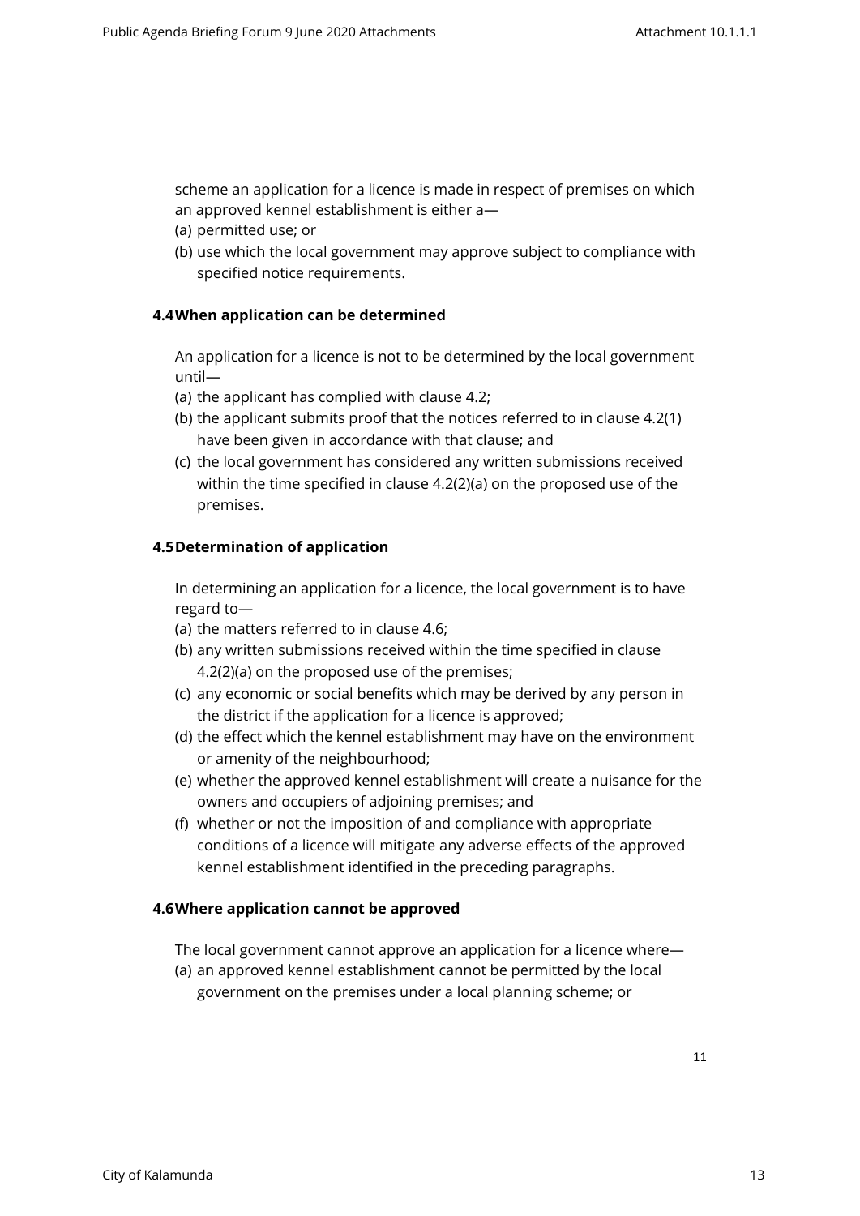scheme an application for a licence is made in respect of premises on which an approved kennel establishment is either a—

(a) permitted use; or
(b) use which the local government may approve subject to compliance with specified notice requirements.

### 4.4 When application can be determined

An application for a licence is not to be determined by the local government until—

(a) the applicant has complied with clause 4.2;
(b) the applicant submits proof that the notices referred to in clause 4.2(1) have been given in accordance with that clause; and
(c) the local government has considered any written submissions received within the time specified in clause 4.2(2)(a) on the proposed use of the premises.

### 4.5 Determination of application

In determining an application for a licence, the local government is to have regard to—

(a) the matters referred to in clause 4.6;
(b) any written submissions received within the time specified in clause 4.2(2)(a) on the proposed use of the premises;
(c) any economic or social benefits which may be derived by any person in the district if the application for a licence is approved;
(d) the effect which the kennel establishment may have on the environment or amenity of the neighbourhood;
(e) whether the approved kennel establishment will create a nuisance for the owners and occupiers of adjoining premises; and
(f) whether or not the imposition of and compliance with appropriate conditions of a licence will mitigate any adverse effects of the approved kennel establishment identified in the preceding paragraphs.

### 4.6 Where application cannot be approved

The local government cannot approve an application for a licence where—

(a) an approved kennel establishment cannot be permitted by the local government on the premises under a local planning scheme; or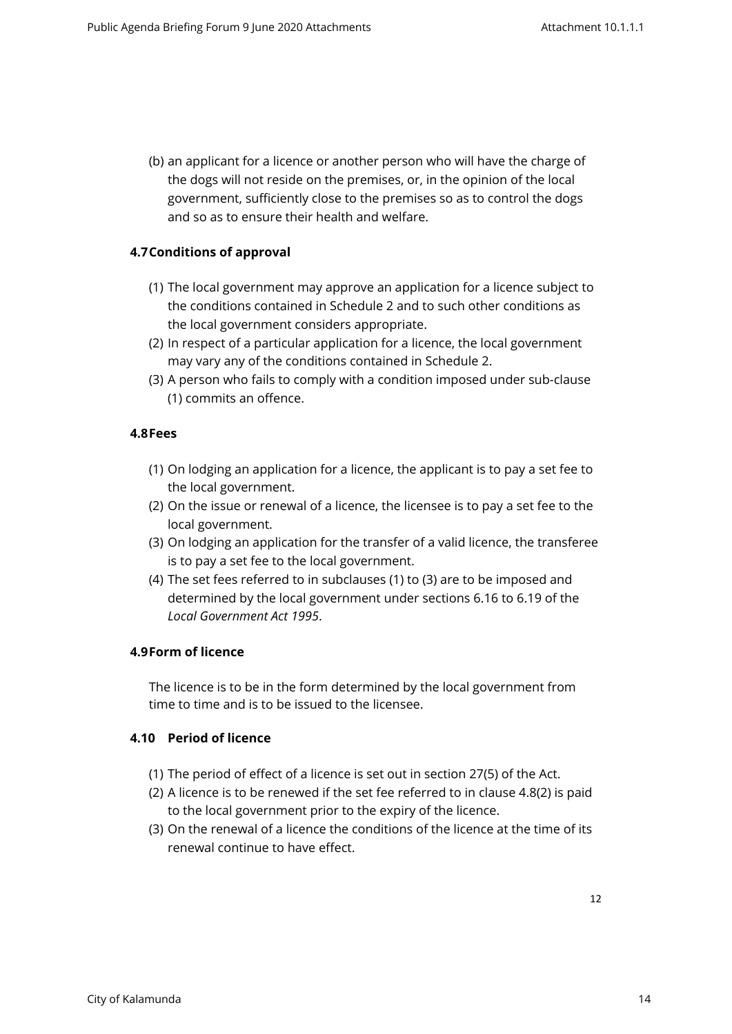(b) an applicant for a licence or another person who will have the charge of the dogs will not reside on the premises, or, in the opinion of the local government, sufficiently close to the premises so as to control the dogs and so as to ensure their health and welfare.

### 4.7 Conditions of approval

(1) The local government may approve an application for a licence subject to the conditions contained in Schedule 2 and to such other conditions as the local government considers appropriate.
(2) In respect of a particular application for a licence, the local government may vary any of the conditions contained in Schedule 2.
(3) A person who fails to comply with a condition imposed under sub-clause (1) commits an offence.

### 4.8 Fees

(1) On lodging an application for a licence, the applicant is to pay a set fee to the local government.
(2) On the issue or renewal of a licence, the licensee is to pay a set fee to the local government.
(3) On lodging an application for the transfer of a valid licence, the transferee is to pay a set fee to the local government.
(4) The set fees referred to in subclauses (1) to (3) are to be imposed and determined by the local government under sections 6.16 to 6.19 of the *Local Government Act 1995*.

### 4.9 Form of licence

The licence is to be in the form determined by the local government from time to time and is to be issued to the licensee.

### 4.10 Period of licence

(1) The period of effect of a licence is set out in section 27(5) of the Act.
(2) A licence is to be renewed if the set fee referred to in clause 4.8(2) is paid to the local government prior to the expiry of the licence.
(3) On the renewal of a licence the conditions of the licence at the time of its renewal continue to have effect.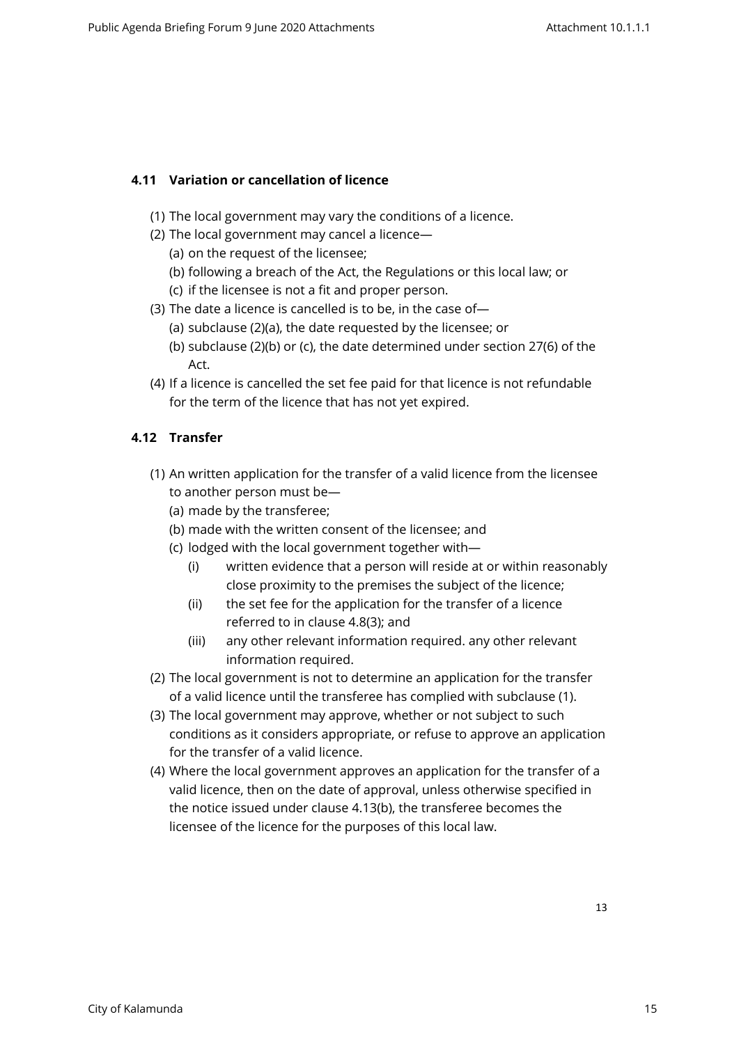### 4.11 Variation or cancellation of licence

(1) The local government may vary the conditions of a licence.

(2) The local government may cancel a licence—

(a) on the request of the licensee;

(b) following a breach of the Act, the Regulations or this local law; or

(c) if the licensee is not a fit and proper person.

(3) The date a licence is cancelled is to be, in the case of—

(a) subclause (2)(a), the date requested by the licensee; or

(b) subclause (2)(b) or (c), the date determined under section 27(6) of the Act.

(4) If a licence is cancelled the set fee paid for that licence is not refundable for the term of the licence that has not yet expired.

### 4.12 Transfer

(1) An written application for the transfer of a valid licence from the licensee to another person must be—

(a) made by the transferee;

(b) made with the written consent of the licensee; and

(c) lodged with the local government together with—

(i) written evidence that a person will reside at or within reasonably close proximity to the premises the subject of the licence;

(ii) the set fee for the application for the transfer of a licence referred to in clause 4.8(3); and

(iii) any other relevant information required. any other relevant information required.

(2) The local government is not to determine an application for the transfer of a valid licence until the transferee has complied with subclause (1).

(3) The local government may approve, whether or not subject to such conditions as it considers appropriate, or refuse to approve an application for the transfer of a valid licence.

(4) Where the local government approves an application for the transfer of a valid licence, then on the date of approval, unless otherwise specified in the notice issued under clause 4.13(b), the transferee becomes the licensee of the licence for the purposes of this local law.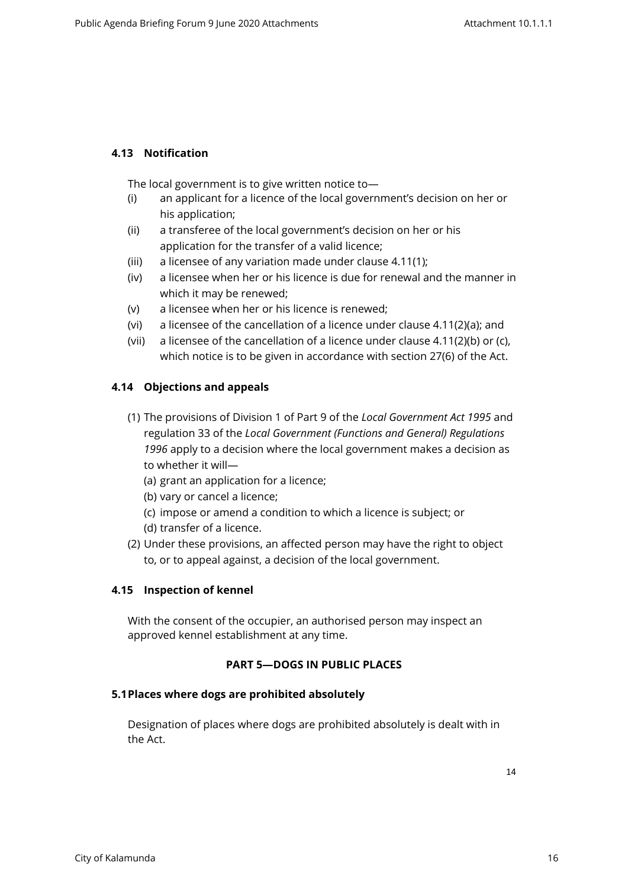### 4.13 Notification

The local government is to give written notice to—

- (i) an applicant for a licence of the local government's decision on her or his application;
- (ii) a transferee of the local government's decision on her or his application for the transfer of a valid licence;
- (iii) a licensee of any variation made under clause 4.11(1);
- (iv) a licensee when her or his licence is due for renewal and the manner in which it may be renewed;
- (v) a licensee when her or his licence is renewed;
- (vi) a licensee of the cancellation of a licence under clause 4.11(2)(a); and
- (vii) a licensee of the cancellation of a licence under clause 4.11(2)(b) or (c), which notice is to be given in accordance with section 27(6) of the Act.

### 4.14 Objections and appeals

(1) The provisions of Division 1 of Part 9 of the *Local Government Act 1995* and regulation 33 of the *Local Government (Functions and General) Regulations 1996* apply to a decision where the local government makes a decision as to whether it will—

- (a) grant an application for a licence;
- (b) vary or cancel a licence;
- (c) impose or amend a condition to which a licence is subject; or
- (d) transfer of a licence.

(2) Under these provisions, an affected person may have the right to object to, or to appeal against, a decision of the local government.

### 4.15 Inspection of kennel

With the consent of the occupier, an authorised person may inspect an approved kennel establishment at any time.

## PART 5—DOGS IN PUBLIC PLACES

### 5.1 Places where dogs are prohibited absolutely

Designation of places where dogs are prohibited absolutely is dealt with in the Act.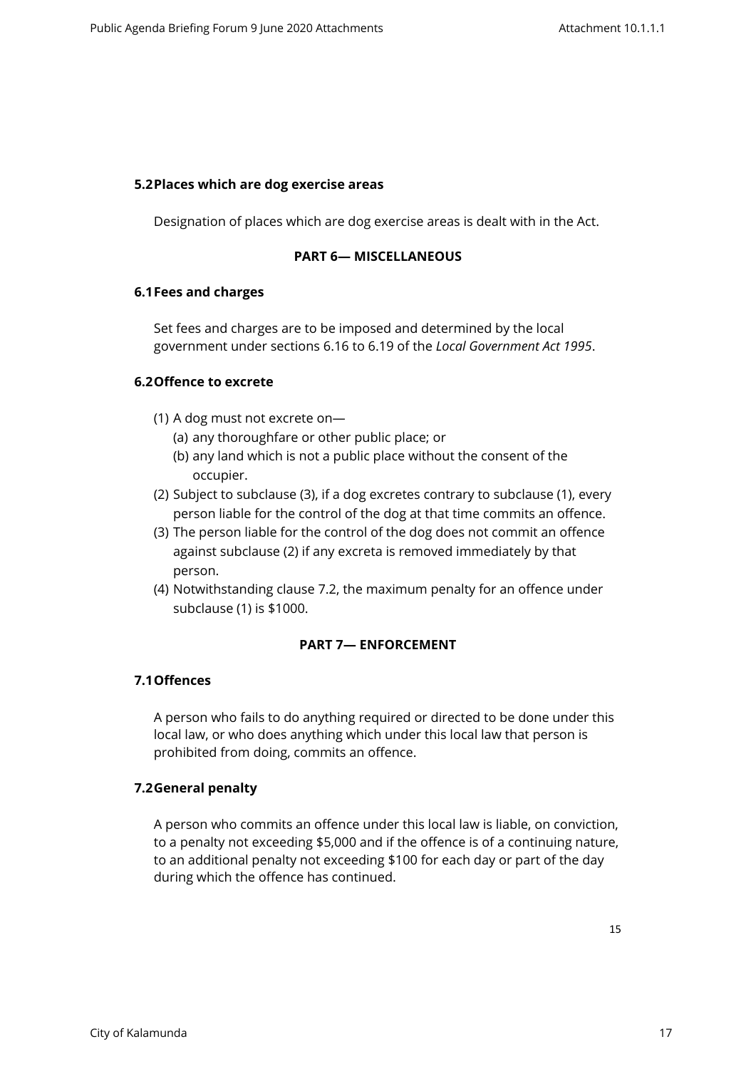### 5.2 Places which are dog exercise areas

Designation of places which are dog exercise areas is dealt with in the Act.

## PART 6— MISCELLANEOUS

### 6.1 Fees and charges

Set fees and charges are to be imposed and determined by the local government under sections 6.16 to 6.19 of the *Local Government Act 1995*.

### 6.2 Offence to excrete

(1) A dog must not excrete on—
   (a) any thoroughfare or other public place; or
   (b) any land which is not a public place without the consent of the occupier.

(2) Subject to subclause (3), if a dog excretes contrary to subclause (1), every person liable for the control of the dog at that time commits an offence.

(3) The person liable for the control of the dog does not commit an offence against subclause (2) if any excreta is removed immediately by that person.

(4) Notwithstanding clause 7.2, the maximum penalty for an offence under subclause (1) is $1000.

## PART 7— ENFORCEMENT

### 7.1 Offences

A person who fails to do anything required or directed to be done under this local law, or who does anything which under this local law that person is prohibited from doing, commits an offence.

### 7.2 General penalty

A person who commits an offence under this local law is liable, on conviction, to a penalty not exceeding $5,000 and if the offence is of a continuing nature, to an additional penalty not exceeding $100 for each day or part of the day during which the offence has continued.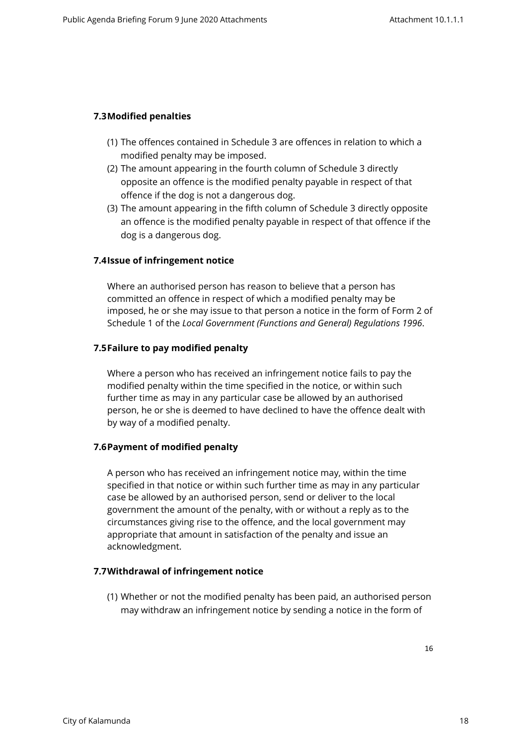### 7.3 Modified penalties

(1) The offences contained in Schedule 3 are offences in relation to which a modified penalty may be imposed.

(2) The amount appearing in the fourth column of Schedule 3 directly opposite an offence is the modified penalty payable in respect of that offence if the dog is not a dangerous dog.

(3) The amount appearing in the fifth column of Schedule 3 directly opposite an offence is the modified penalty payable in respect of that offence if the dog is a dangerous dog.

### 7.4 Issue of infringement notice

Where an authorised person has reason to believe that a person has committed an offence in respect of which a modified penalty may be imposed, he or she may issue to that person a notice in the form of Form 2 of Schedule 1 of the *Local Government (Functions and General) Regulations 1996*.

### 7.5 Failure to pay modified penalty

Where a person who has received an infringement notice fails to pay the modified penalty within the time specified in the notice, or within such further time as may in any particular case be allowed by an authorised person, he or she is deemed to have declined to have the offence dealt with by way of a modified penalty.

### 7.6 Payment of modified penalty

A person who has received an infringement notice may, within the time specified in that notice or within such further time as may in any particular case be allowed by an authorised person, send or deliver to the local government the amount of the penalty, with or without a reply as to the circumstances giving rise to the offence, and the local government may appropriate that amount in satisfaction of the penalty and issue an acknowledgment.

### 7.7 Withdrawal of infringement notice

(1) Whether or not the modified penalty has been paid, an authorised person may withdraw an infringement notice by sending a notice in the form of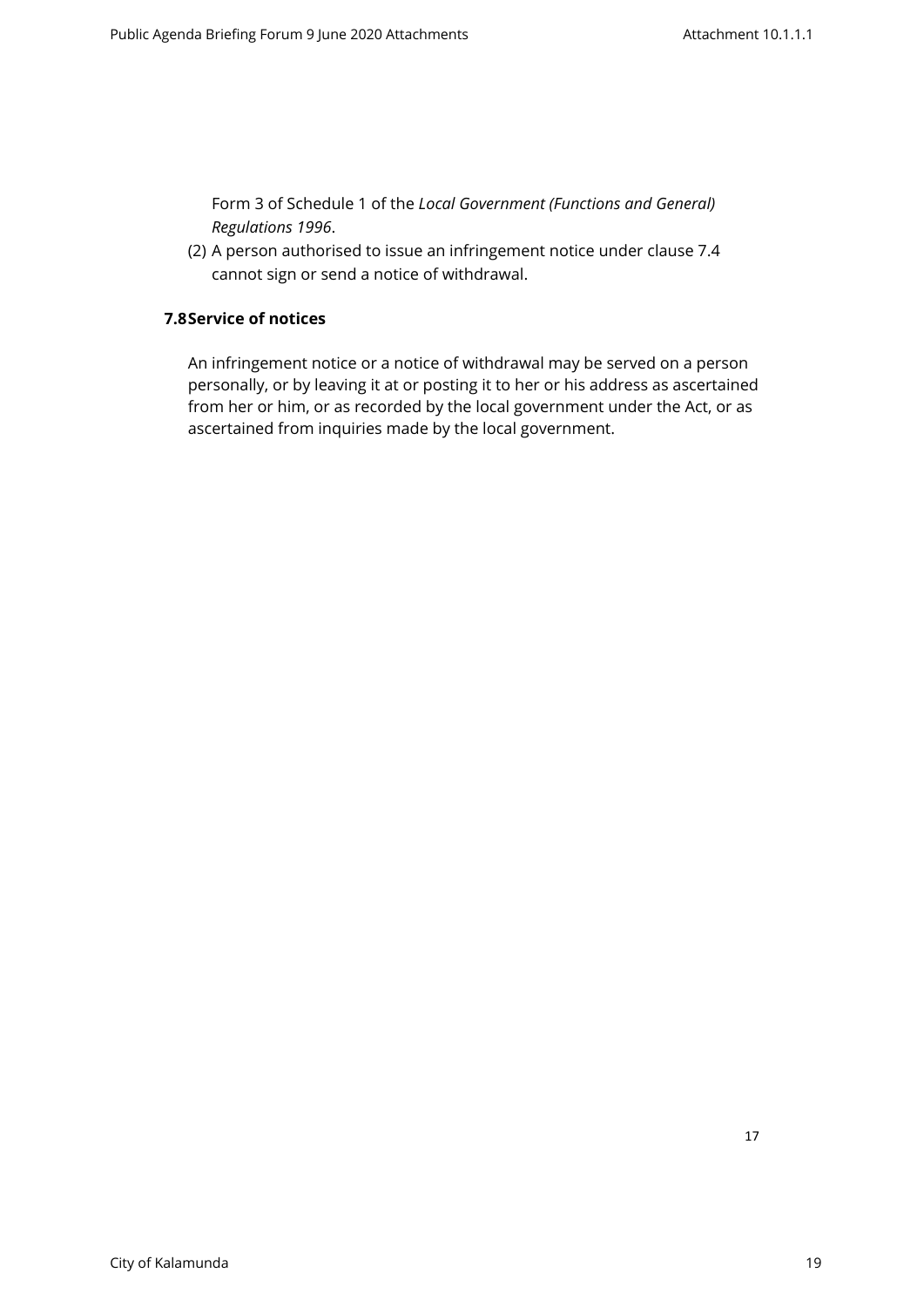Form 3 of Schedule 1 of the *Local Government (Functions and General) Regulations 1996*.

(2) A person authorised to issue an infringement notice under clause 7.4 cannot sign or send a notice of withdrawal.

### 7.8 Service of notices

An infringement notice or a notice of withdrawal may be served on a person personally, or by leaving it at or posting it to her or his address as ascertained from her or him, or as recorded by the local government under the Act, or as ascertained from inquiries made by the local government.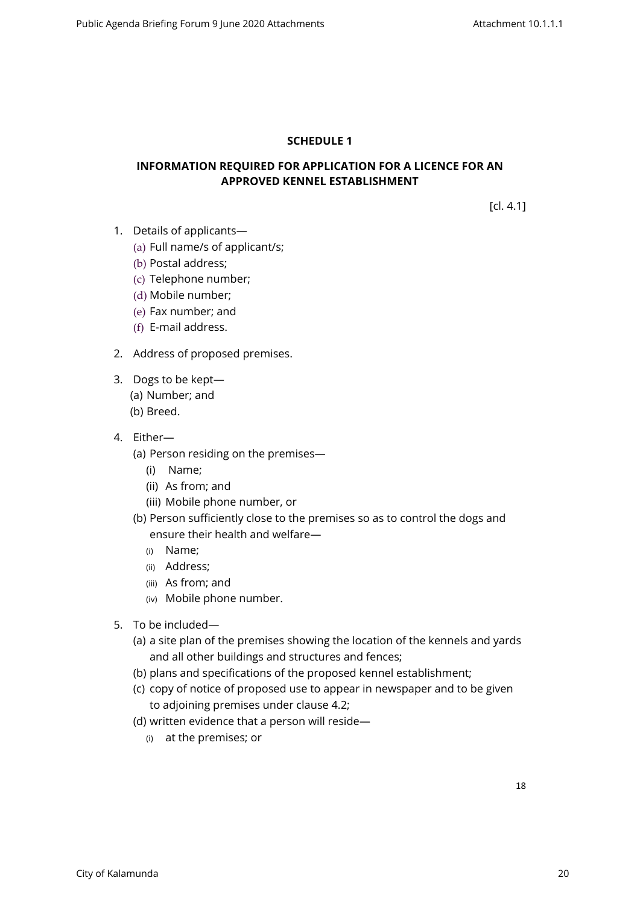## SCHEDULE 1

## INFORMATION REQUIRED FOR APPLICATION FOR A LICENCE FOR AN APPROVED KENNEL ESTABLISHMENT

[cl. 4.1]

1. Details of applicants—
   (a) Full name/s of applicant/s;
   (b) Postal address;
   (c) Telephone number;
   (d) Mobile number;
   (e) Fax number; and
   (f) E-mail address.

2. Address of proposed premises.

3. Dogs to be kept—
   (a) Number; and
   (b) Breed.

4. Either—
   (a) Person residing on the premises—
      (i) Name;
      (ii) As from; and
      (iii) Mobile phone number, or
   (b) Person sufficiently close to the premises so as to control the dogs and ensure their health and welfare—
      (i) Name;
      (ii) Address;
      (iii) As from; and
      (iv) Mobile phone number.

5. To be included—
   (a) a site plan of the premises showing the location of the kennels and yards and all other buildings and structures and fences;
   (b) plans and specifications of the proposed kennel establishment;
   (c) copy of notice of proposed use to appear in newspaper and to be given to adjoining premises under clause 4.2;
   (d) written evidence that a person will reside—
      (i) at the premises; or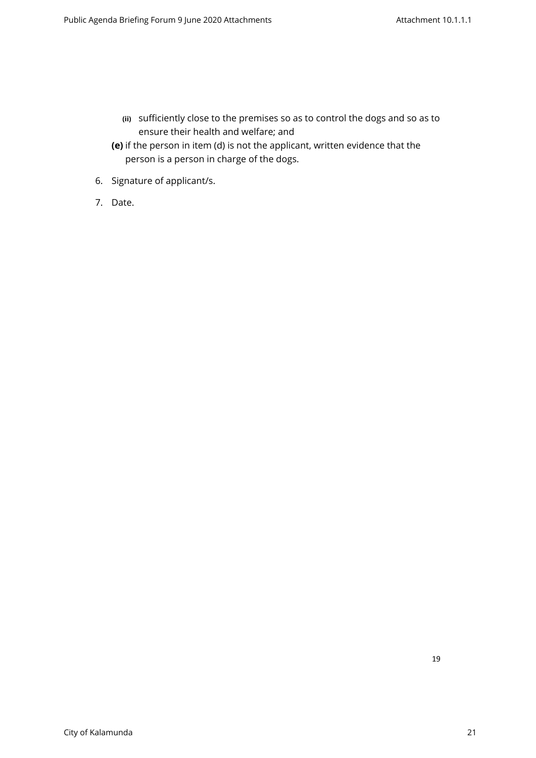- **(ii)** sufficiently close to the premises so as to control the dogs and so as to ensure their health and welfare; and

**(e)** if the person in item (d) is not the applicant, written evidence that the person is a person in charge of the dogs.

6. Signature of applicant/s.
7. Date.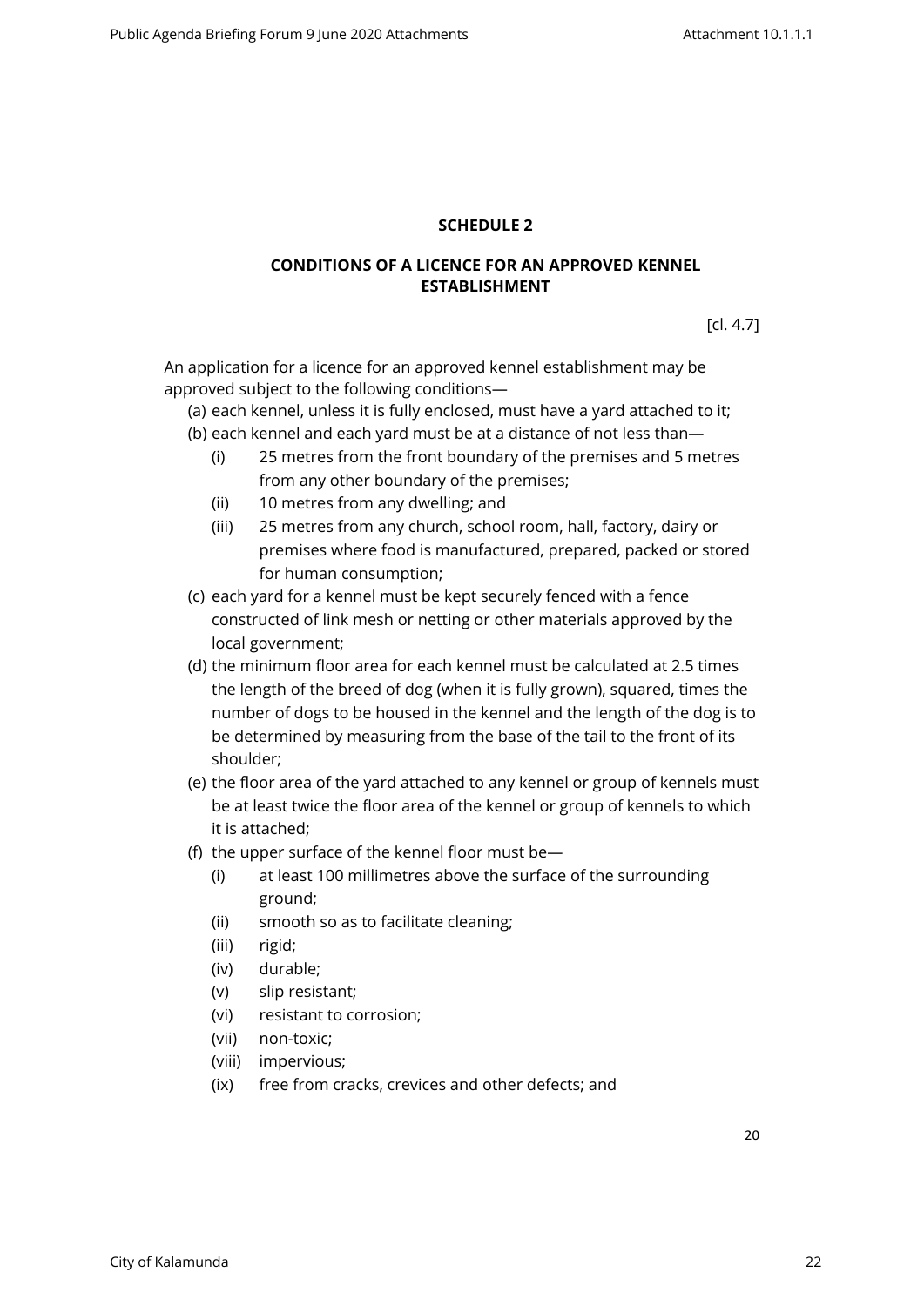## SCHEDULE 2

## CONDITIONS OF A LICENCE FOR AN APPROVED KENNEL ESTABLISHMENT

[cl. 4.7]

An application for a licence for an approved kennel establishment may be approved subject to the following conditions—

(a) each kennel, unless it is fully enclosed, must have a yard attached to it;

(b) each kennel and each yard must be at a distance of not less than—

  (i) 25 metres from the front boundary of the premises and 5 metres from any other boundary of the premises;

  (ii) 10 metres from any dwelling; and

  (iii) 25 metres from any church, school room, hall, factory, dairy or premises where food is manufactured, prepared, packed or stored for human consumption;

(c) each yard for a kennel must be kept securely fenced with a fence constructed of link mesh or netting or other materials approved by the local government;

(d) the minimum floor area for each kennel must be calculated at 2.5 times the length of the breed of dog (when it is fully grown), squared, times the number of dogs to be housed in the kennel and the length of the dog is to be determined by measuring from the base of the tail to the front of its shoulder;

(e) the floor area of the yard attached to any kennel or group of kennels must be at least twice the floor area of the kennel or group of kennels to which it is attached;

(f) the upper surface of the kennel floor must be—

  (i) at least 100 millimetres above the surface of the surrounding ground;

  (ii) smooth so as to facilitate cleaning;

  (iii) rigid;

  (iv) durable;

  (v) slip resistant;

  (vi) resistant to corrosion;

  (vii) non-toxic;

  (viii) impervious;

  (ix) free from cracks, crevices and other defects; and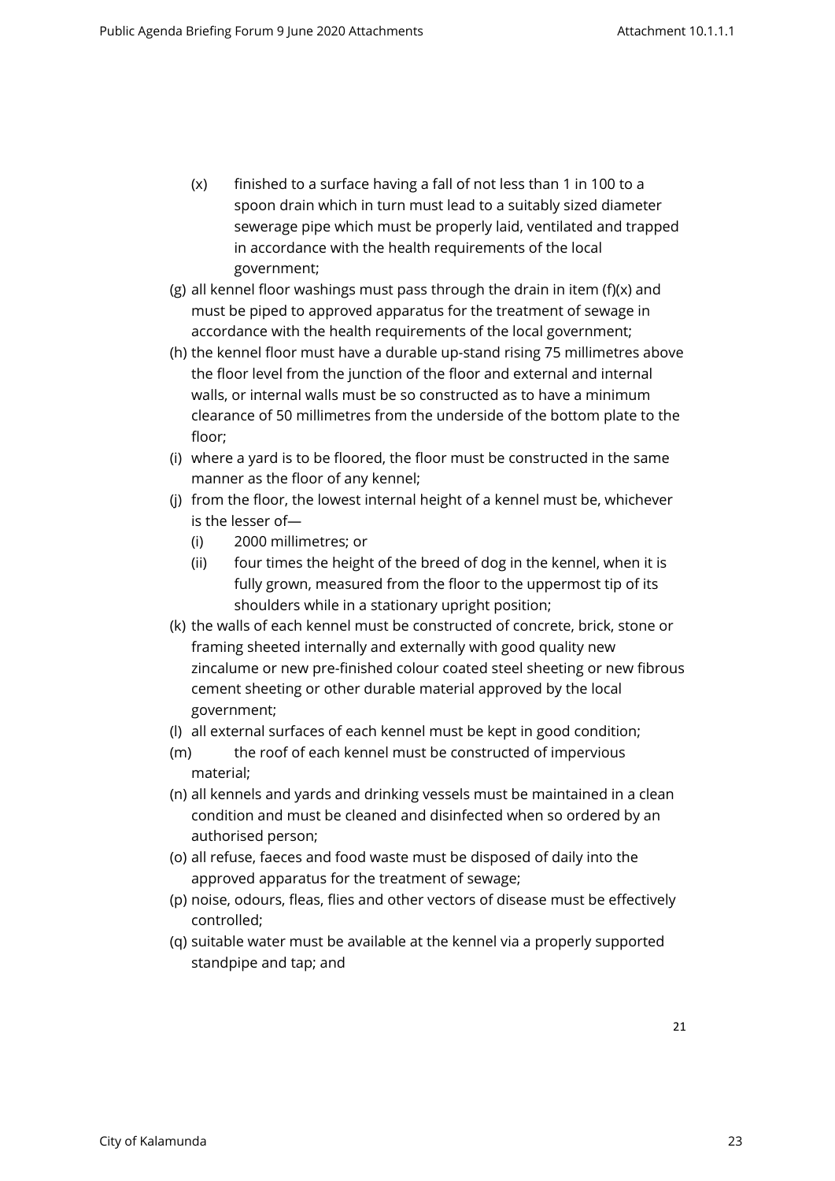(x) finished to a surface having a fall of not less than 1 in 100 to a spoon drain which in turn must lead to a suitably sized diameter sewerage pipe which must be properly laid, ventilated and trapped in accordance with the health requirements of the local government;

(g) all kennel floor washings must pass through the drain in item (f)(x) and must be piped to approved apparatus for the treatment of sewage in accordance with the health requirements of the local government;

(h) the kennel floor must have a durable up-stand rising 75 millimetres above the floor level from the junction of the floor and external and internal walls, or internal walls must be so constructed as to have a minimum clearance of 50 millimetres from the underside of the bottom plate to the floor;

(i) where a yard is to be floored, the floor must be constructed in the same manner as the floor of any kennel;

(j) from the floor, the lowest internal height of a kennel must be, whichever is the lesser of—

(i) 2000 millimetres; or

(ii) four times the height of the breed of dog in the kennel, when it is fully grown, measured from the floor to the uppermost tip of its shoulders while in a stationary upright position;

(k) the walls of each kennel must be constructed of concrete, brick, stone or framing sheeted internally and externally with good quality new zincalume or new pre-finished colour coated steel sheeting or new fibrous cement sheeting or other durable material approved by the local government;

(l) all external surfaces of each kennel must be kept in good condition;

(m) the roof of each kennel must be constructed of impervious material;

(n) all kennels and yards and drinking vessels must be maintained in a clean condition and must be cleaned and disinfected when so ordered by an authorised person;

(o) all refuse, faeces and food waste must be disposed of daily into the approved apparatus for the treatment of sewage;

(p) noise, odours, fleas, flies and other vectors of disease must be effectively controlled;

(q) suitable water must be available at the kennel via a properly supported standpipe and tap; and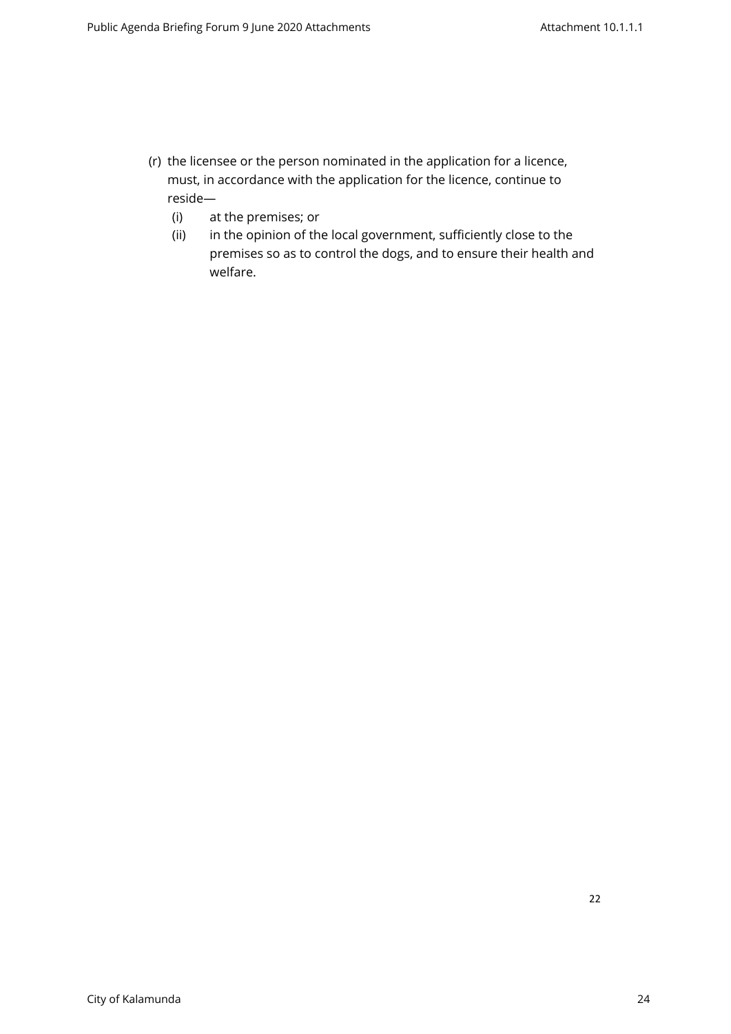(r) the licensee or the person nominated in the application for a licence, must, in accordance with the application for the licence, continue to reside—

   (i) at the premises; or

   (ii) in the opinion of the local government, sufficiently close to the premises so as to control the dogs, and to ensure their health and welfare.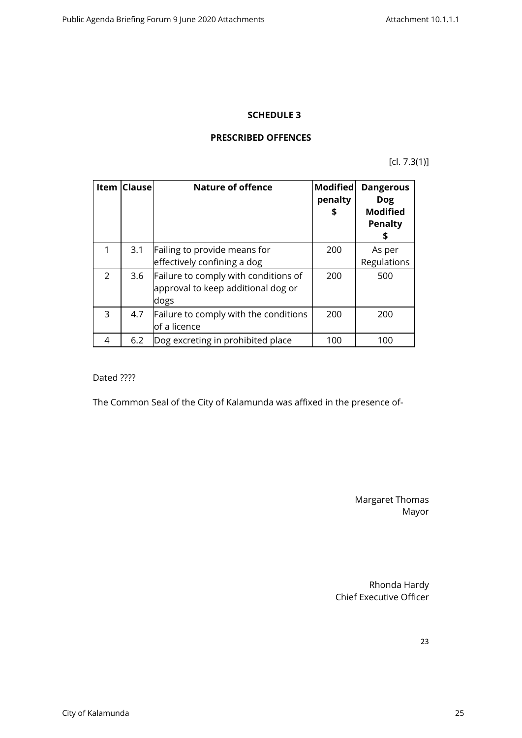# SCHEDULE 3

## PRESCRIBED OFFENCES

[cl. 7.3(1)]

| Item | Clause | Nature of offence | Modified penalty $ | Dangerous Dog Modified Penalty $ |
|---|---|---|---|---|
| 1 | 3.1 | Failing to provide means for effectively confining a dog | 200 | As per Regulations |
| 2 | 3.6 | Failure to comply with conditions of approval to keep additional dog or dogs | 200 | 500 |
| 3 | 4.7 | Failure to comply with the conditions of a licence | 200 | 200 |
| 4 | 6.2 | Dog excreting in prohibited place | 100 | 100 |

Dated ????

The Common Seal of the City of Kalamunda was affixed in the presence of-

Margaret Thomas
Mayor

Rhonda Hardy
Chief Executive Officer